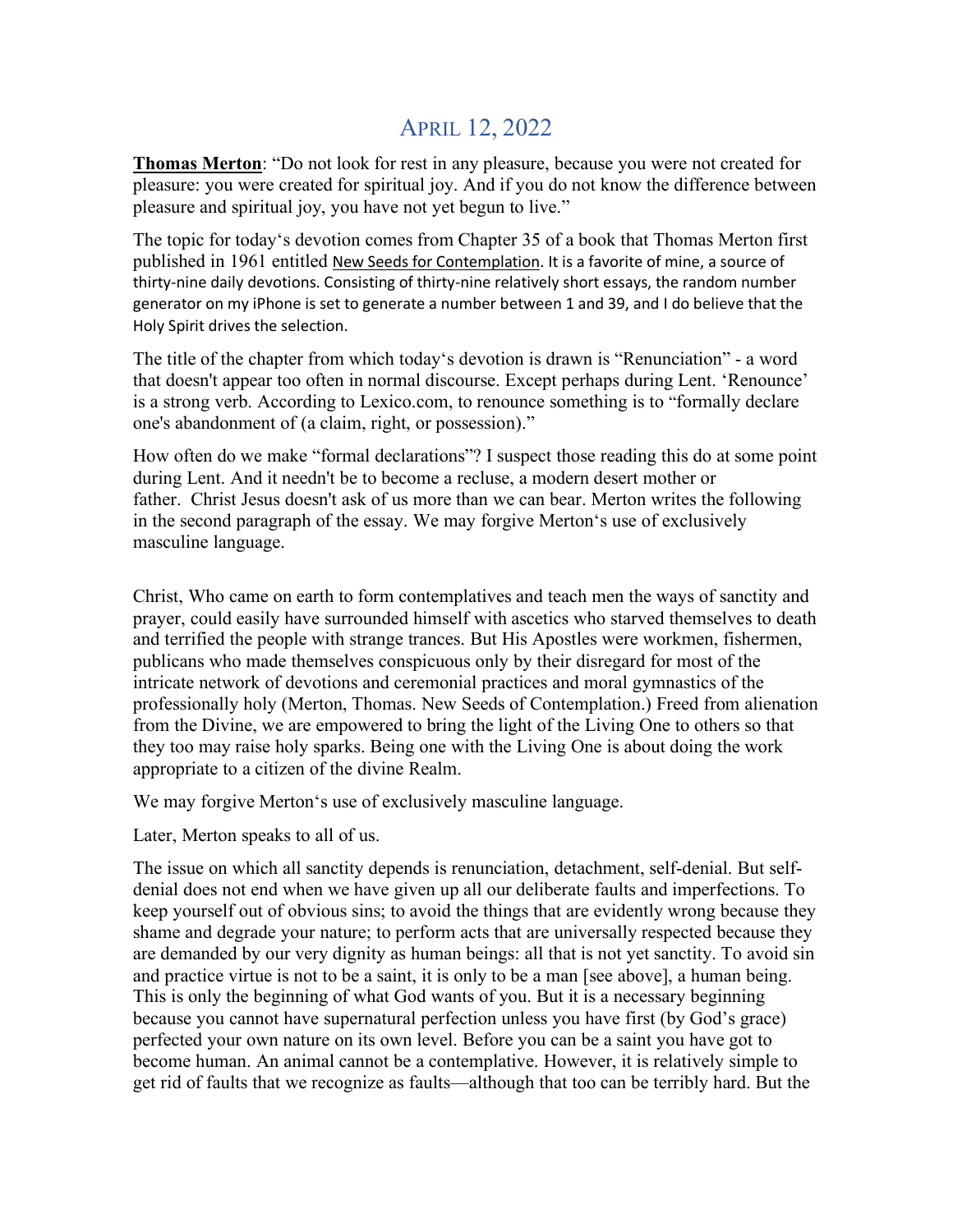# April 12, 2022

**Thomas Merton**: "Do not look for rest in any pleasure, because you were not created for pleasure: you were created for spiritual joy. And if you do not know the difference between pleasure and spiritual joy, you have not yet begun to live."

The topic for today's devotion comes from Chapter 35 of a book that Thomas Merton first published in 1961 entitled New Seeds for Contemplation. It is a favorite of mine, a source of thirty-nine daily devotions. Consisting of thirty-nine relatively short essays, the random number generator on my iPhone is set to generate a number between 1 and 39, and I do believe that the Holy Spirit drives the selection.

The title of the chapter from which today's devotion is drawn is "Renunciation" - a word that doesn't appear too often in normal discourse. Except perhaps during Lent. 'Renounce' is a strong verb. According to Lexico.com, to renounce something is to "formally declare one's abandonment of (a claim, right, or possession)."

How often do we make "formal declarations"? I suspect those reading this do at some point during Lent. And it needn't be to become a recluse, a modern desert mother or father. Christ Jesus doesn't ask of us more than we can bear. Merton writes the following in the second paragraph of the essay. We may forgive Merton's use of exclusively masculine language.

Christ, Who came on earth to form contemplatives and teach men the ways of sanctity and prayer, could easily have surrounded himself with ascetics who starved themselves to death and terrified the people with strange trances. But His Apostles were workmen, fishermen, publicans who made themselves conspicuous only by their disregard for most of the intricate network of devotions and ceremonial practices and moral gymnastics of the professionally holy (Merton, Thomas. New Seeds of Contemplation.) Freed from alienation from the Divine, we are empowered to bring the light of the Living One to others so that they too may raise holy sparks. Being one with the Living One is about doing the work appropriate to a citizen of the divine Realm.

We may forgive Merton's use of exclusively masculine language.

Later, Merton speaks to all of us.

The issue on which all sanctity depends is renunciation, detachment, self-denial. But self-denial does not end when we have given up all our deliberate faults and imperfections. To keep yourself out of obvious sins; to avoid the things that are evidently wrong because they shame and degrade your nature; to perform acts that are universally respected because they are demanded by our very dignity as human beings: all that is not yet sanctity. To avoid sin and practice virtue is not to be a saint, it is only to be a man [see above], a human being. This is only the beginning of what God wants of you. But it is a necessary beginning because you cannot have supernatural perfection unless you have first (by God's grace) perfected your own nature on its own level. Before you can be a saint you have got to become human. An animal cannot be a contemplative. However, it is relatively simple to get rid of faults that we recognize as faults—although that too can be terribly hard. But the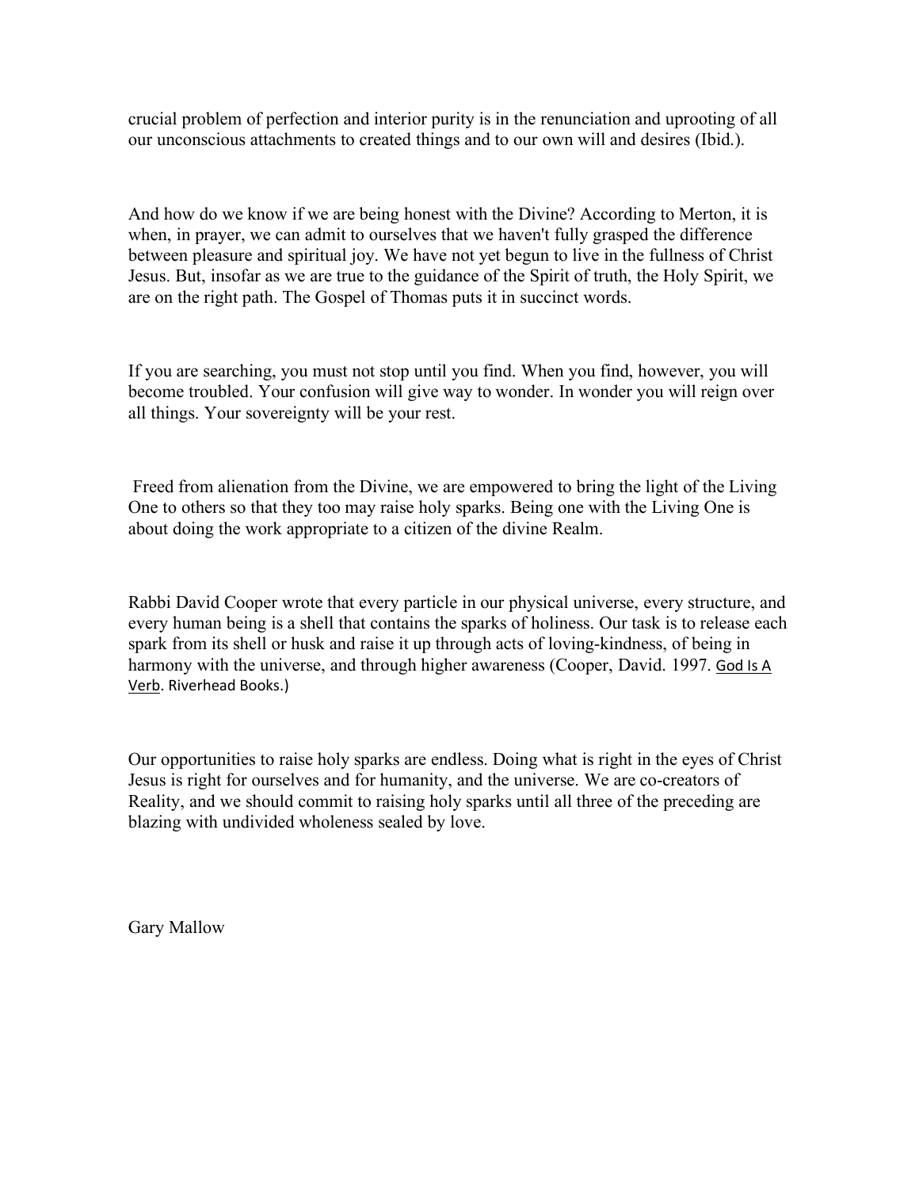crucial problem of perfection and interior purity is in the renunciation and uprooting of all our unconscious attachments to created things and to our own will and desires (Ibid.).

And how do we know if we are being honest with the Divine? According to Merton, it is when, in prayer, we can admit to ourselves that we haven't fully grasped the difference between pleasure and spiritual joy. We have not yet begun to live in the fullness of Christ Jesus. But, insofar as we are true to the guidance of the Spirit of truth, the Holy Spirit, we are on the right path. The Gospel of Thomas puts it in succinct words.

If you are searching, you must not stop until you find. When you find, however, you will become troubled. Your confusion will give way to wonder. In wonder you will reign over all things. Your sovereignty will be your rest.

Freed from alienation from the Divine, we are empowered to bring the light of the Living One to others so that they too may raise holy sparks. Being one with the Living One is about doing the work appropriate to a citizen of the divine Realm.

Rabbi David Cooper wrote that every particle in our physical universe, every structure, and every human being is a shell that contains the sparks of holiness. Our task is to release each spark from its shell or husk and raise it up through acts of loving-kindness, of being in harmony with the universe, and through higher awareness (Cooper, David. 1997. God Is A Verb. Riverhead Books.)

Our opportunities to raise holy sparks are endless. Doing what is right in the eyes of Christ Jesus is right for ourselves and for humanity, and the universe. We are co-creators of Reality, and we should commit to raising holy sparks until all three of the preceding are blazing with undivided wholeness sealed by love.

Gary Mallow